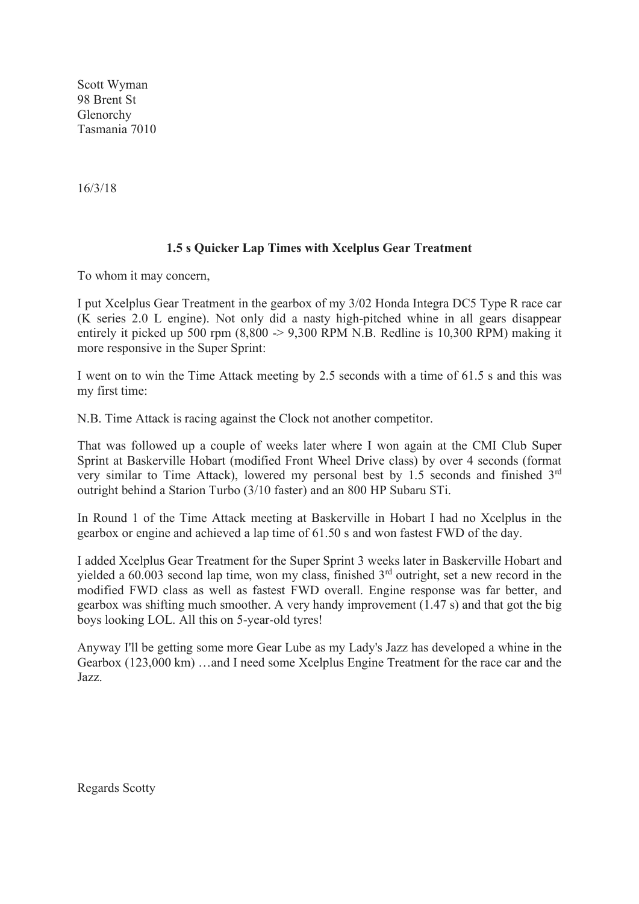Scott Wyman
98 Brent St
Glenorchy
Tasmania 7010

16/3/18

**1.5 s Quicker Lap Times with Xcelplus Gear Treatment**

To whom it may concern,

I put Xcelplus Gear Treatment in the gearbox of my 3/02 Honda Integra DC5 Type R race car (K series 2.0 L engine). Not only did a nasty high-pitched whine in all gears disappear entirely it picked up 500 rpm (8,800 -> 9,300 RPM N.B. Redline is 10,300 RPM) making it more responsive in the Super Sprint:

I went on to win the Time Attack meeting by 2.5 seconds with a time of 61.5 s and this was my first time:

N.B. Time Attack is racing against the Clock not another competitor.

That was followed up a couple of weeks later where I won again at the CMI Club Super Sprint at Baskerville Hobart (modified Front Wheel Drive class) by over 4 seconds (format very similar to Time Attack), lowered my personal best by 1.5 seconds and finished 3rd outright behind a Starion Turbo (3/10 faster) and an 800 HP Subaru STi.

In Round 1 of the Time Attack meeting at Baskerville in Hobart I had no Xcelplus in the gearbox or engine and achieved a lap time of 61.50 s and won fastest FWD of the day.

I added Xcelplus Gear Treatment for the Super Sprint 3 weeks later in Baskerville Hobart and yielded a 60.003 second lap time, won my class, finished 3rd outright, set a new record in the modified FWD class as well as fastest FWD overall. Engine response was far better, and gearbox was shifting much smoother. A very handy improvement (1.47 s) and that got the big boys looking LOL. All this on 5-year-old tyres!

Anyway I'll be getting some more Gear Lube as my Lady's Jazz has developed a whine in the Gearbox (123,000 km) …and I need some Xcelplus Engine Treatment for the race car and the Jazz.

Regards Scotty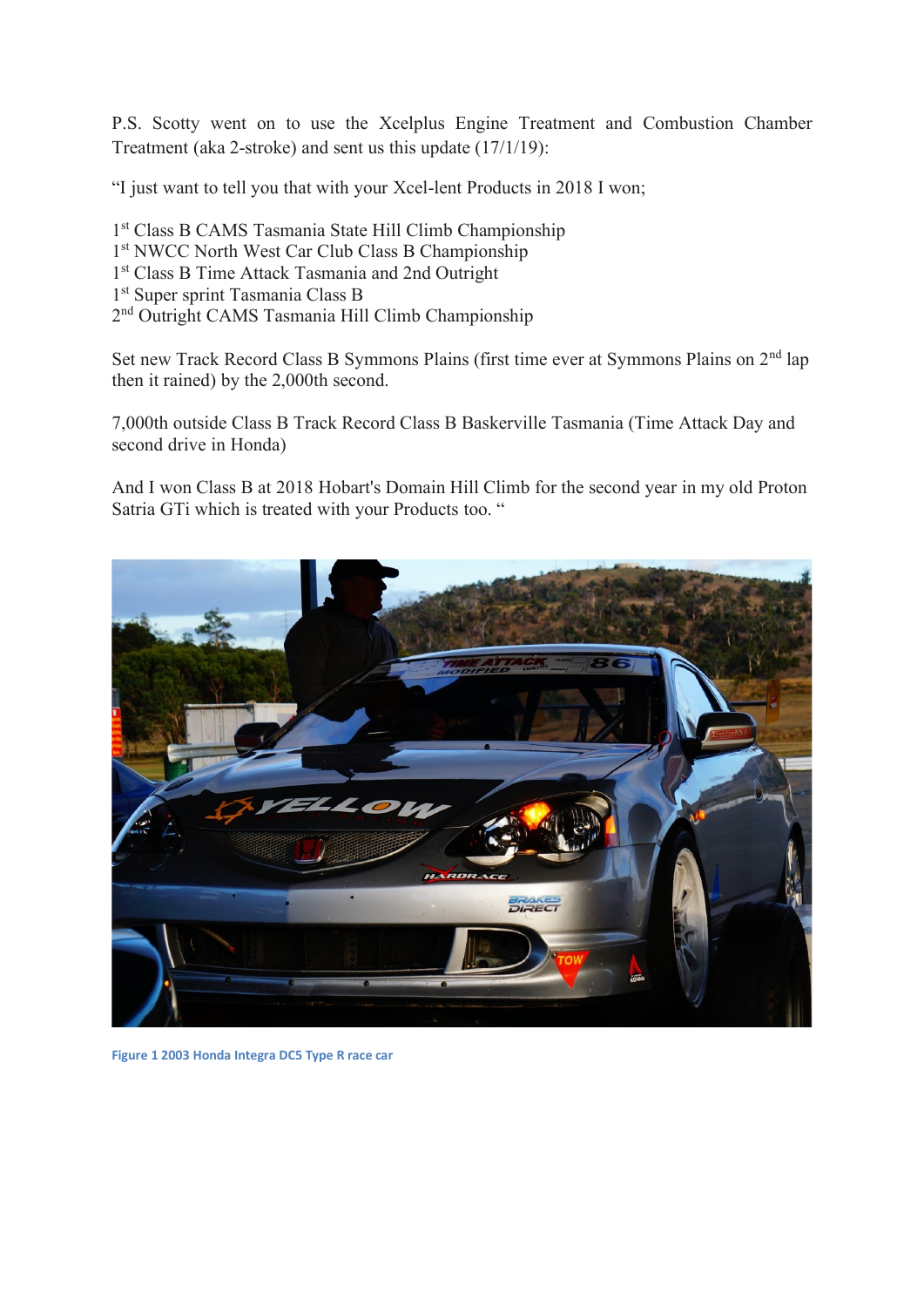P.S. Scotty went on to use the Xcelplus Engine Treatment and Combustion Chamber Treatment (aka 2-stroke) and sent us this update (17/1/19):

"I just want to tell you that with your Xcel-lent Products in 2018 I won;

1st Class B CAMS Tasmania State Hill Climb Championship
1st NWCC North West Car Club Class B Championship
1st Class B Time Attack Tasmania and 2nd Outright
1st Super sprint Tasmania Class B
2nd Outright CAMS Tasmania Hill Climb Championship

Set new Track Record Class B Symmons Plains (first time ever at Symmons Plains on 2nd lap then it rained) by the 2,000th second.

7,000th outside Class B Track Record Class B Baskerville Tasmania (Time Attack Day and second drive in Honda)

And I won Class B at 2018 Hobart's Domain Hill Climb for the second year in my old Proton Satria GTi which is treated with your Products too. "

Figure 1 2003 Honda Integra DC5 Type R race car